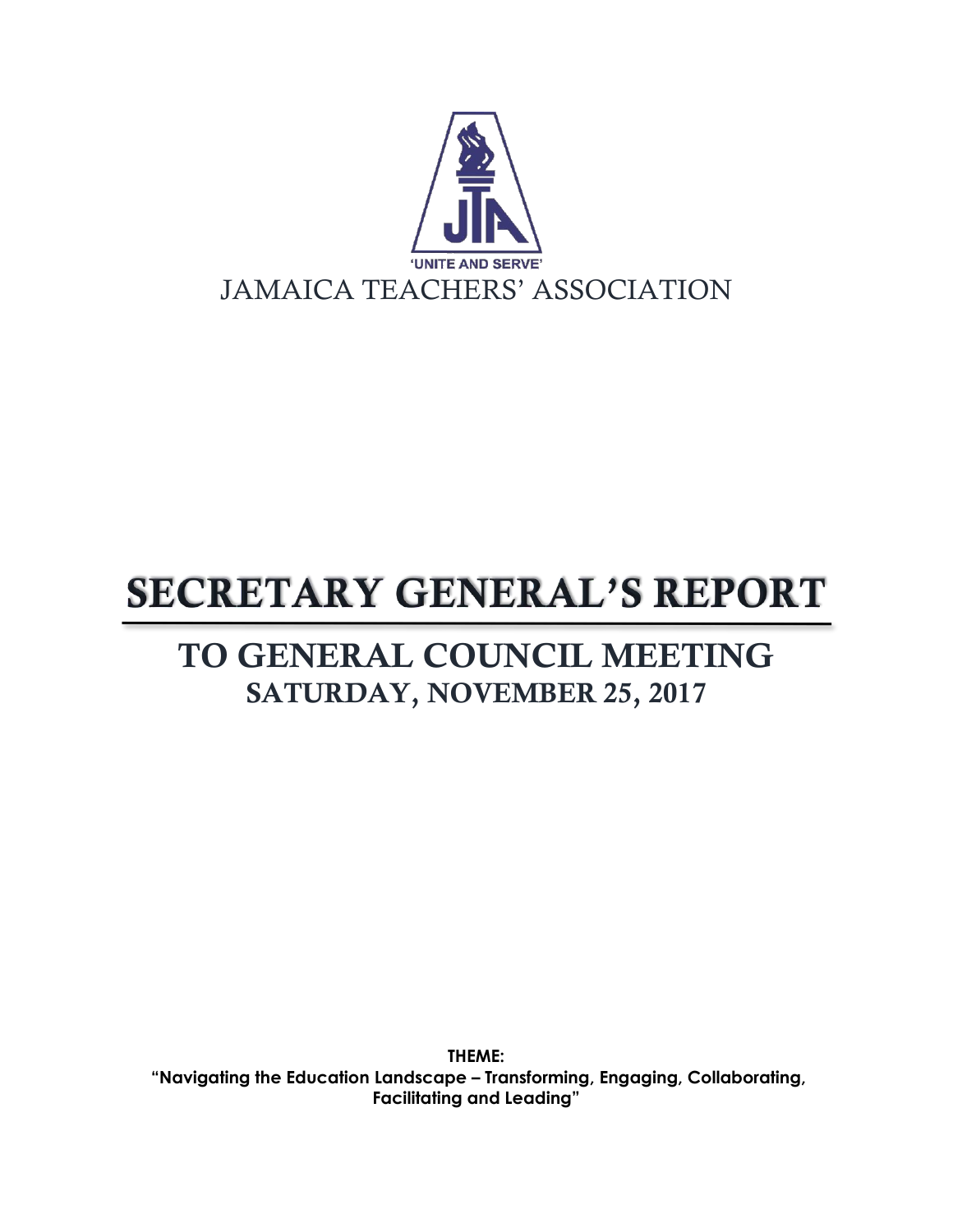'UNITE AND SERVE'

JAMAICA TEACHERS' ASSOCIATION

# SECRETARY GENERAL'S REPORT

## TO GENERAL COUNCIL MEETING

### SATURDAY, NOVEMBER 25, 2017

**THEME:**
**"Navigating the Education Landscape – Transforming, Engaging, Collaborating, Facilitating and Leading"**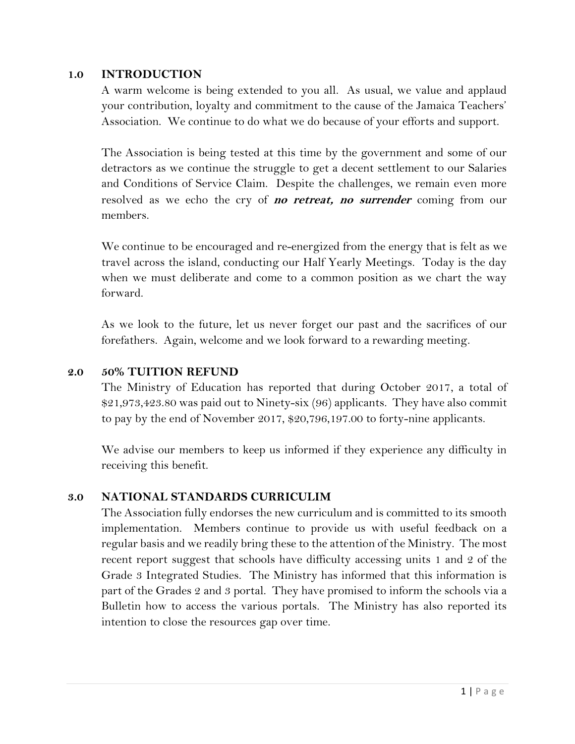## 1.0 INTRODUCTION

A warm welcome is being extended to you all. As usual, we value and applaud your contribution, loyalty and commitment to the cause of the Jamaica Teachers' Association. We continue to do what we do because of your efforts and support.

The Association is being tested at this time by the government and some of our detractors as we continue the struggle to get a decent settlement to our Salaries and Conditions of Service Claim. Despite the challenges, we remain even more resolved as we echo the cry of ***no retreat, no surrender*** coming from our members.

We continue to be encouraged and re-energized from the energy that is felt as we travel across the island, conducting our Half Yearly Meetings. Today is the day when we must deliberate and come to a common position as we chart the way forward.

As we look to the future, let us never forget our past and the sacrifices of our forefathers. Again, welcome and we look forward to a rewarding meeting.

## 2.0 50% TUITION REFUND

The Ministry of Education has reported that during October 2017, a total of $21,973,423.80 was paid out to Ninety-six (96) applicants. They have also commit to pay by the end of November 2017, $20,796,197.00 to forty-nine applicants.

We advise our members to keep us informed if they experience any difficulty in receiving this benefit.

## 3.0 NATIONAL STANDARDS CURRICULIM

The Association fully endorses the new curriculum and is committed to its smooth implementation. Members continue to provide us with useful feedback on a regular basis and we readily bring these to the attention of the Ministry. The most recent report suggest that schools have difficulty accessing units 1 and 2 of the Grade 3 Integrated Studies. The Ministry has informed that this information is part of the Grades 2 and 3 portal. They have promised to inform the schools via a Bulletin how to access the various portals. The Ministry has also reported its intention to close the resources gap over time.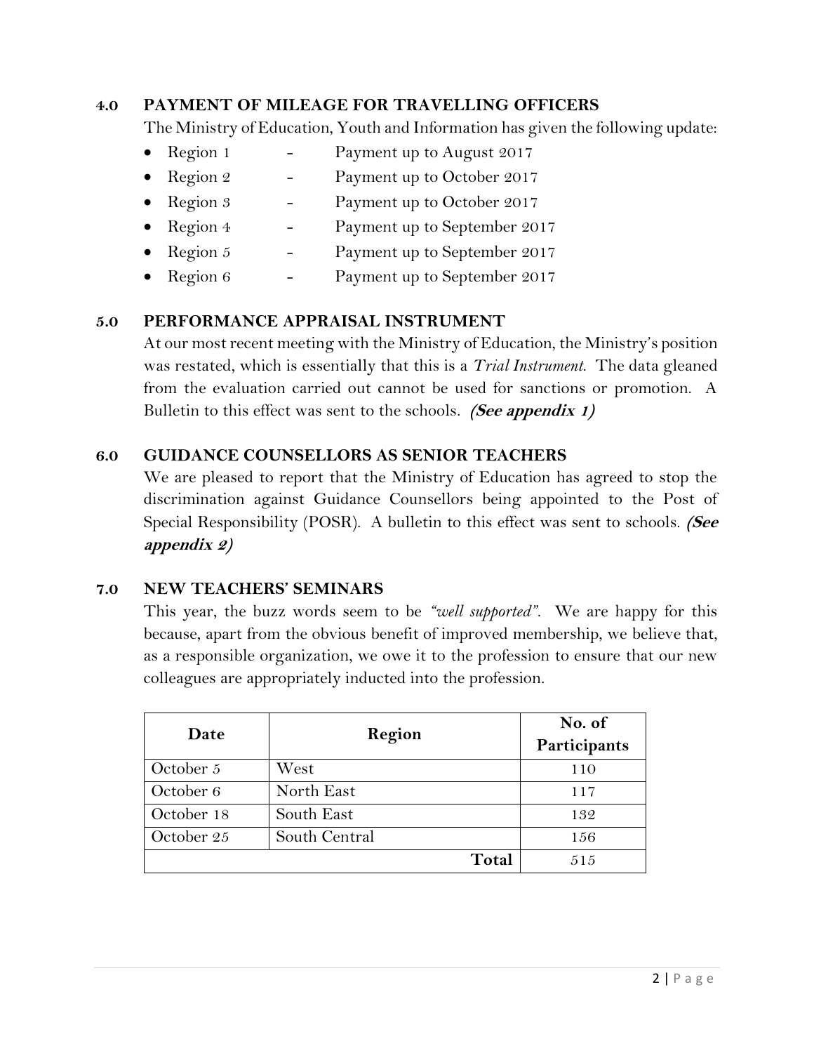## 4.0 PAYMENT OF MILEAGE FOR TRAVELLING OFFICERS

The Ministry of Education, Youth and Information has given the following update:

- Region 1 - Payment up to August 2017
- Region 2 - Payment up to October 2017
- Region 3 - Payment up to October 2017
- Region 4 - Payment up to September 2017
- Region 5 - Payment up to September 2017
- Region 6 - Payment up to September 2017

## 5.0 PERFORMANCE APPRAISAL INSTRUMENT

At our most recent meeting with the Ministry of Education, the Ministry's position was restated, which is essentially that this is a *Trial Instrument*. The data gleaned from the evaluation carried out cannot be used for sanctions or promotion. A Bulletin to this effect was sent to the schools. ***(See appendix 1)***

## 6.0 GUIDANCE COUNSELLORS AS SENIOR TEACHERS

We are pleased to report that the Ministry of Education has agreed to stop the discrimination against Guidance Counsellors being appointed to the Post of Special Responsibility (POSR). A bulletin to this effect was sent to schools. ***(See appendix 2)***

## 7.0 NEW TEACHERS' SEMINARS

This year, the buzz words seem to be *"well supported"*. We are happy for this because, apart from the obvious benefit of improved membership, we believe that, as a responsible organization, we owe it to the profession to ensure that our new colleagues are appropriately inducted into the profession.

| Date | Region | No. of Participants |
|---|---|---|
| October 5 | West | 110 |
| October 6 | North East | 117 |
| October 18 | South East | 132 |
| October 25 | South Central | 156 |
| | **Total** | 515 |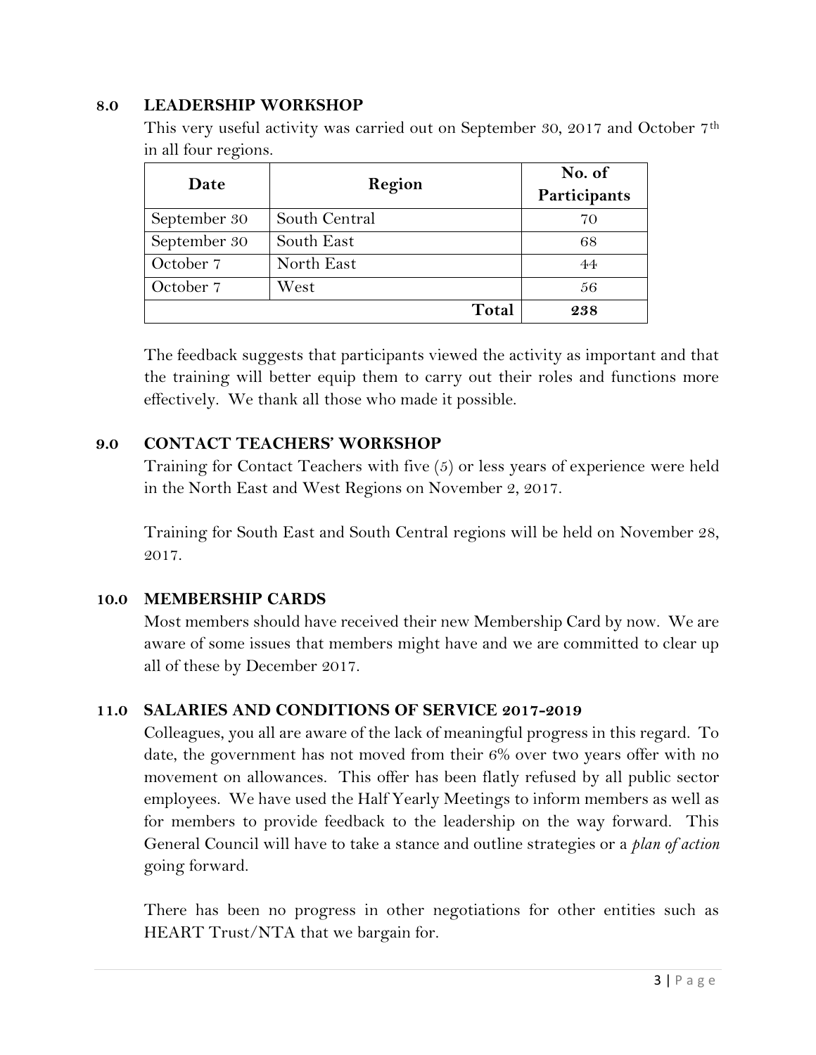## 8.0 LEADERSHIP WORKSHOP

This very useful activity was carried out on September 30, 2017 and October 7th in all four regions.

| Date | Region | No. of Participants |
|---|---|---|
| September 30 | South Central | 70 |
| September 30 | South East | 68 |
| October 7 | North East | 44 |
| October 7 | West | 56 |
| | **Total** | **238** |

The feedback suggests that participants viewed the activity as important and that the training will better equip them to carry out their roles and functions more effectively. We thank all those who made it possible.

## 9.0 CONTACT TEACHERS' WORKSHOP

Training for Contact Teachers with five (5) or less years of experience were held in the North East and West Regions on November 2, 2017.

Training for South East and South Central regions will be held on November 28, 2017.

## 10.0 MEMBERSHIP CARDS

Most members should have received their new Membership Card by now. We are aware of some issues that members might have and we are committed to clear up all of these by December 2017.

## 11.0 SALARIES AND CONDITIONS OF SERVICE 2017-2019

Colleagues, you all are aware of the lack of meaningful progress in this regard. To date, the government has not moved from their 6% over two years offer with no movement on allowances. This offer has been flatly refused by all public sector employees. We have used the Half Yearly Meetings to inform members as well as for members to provide feedback to the leadership on the way forward. This General Council will have to take a stance and outline strategies or a *plan of action* going forward.

There has been no progress in other negotiations for other entities such as HEART Trust/NTA that we bargain for.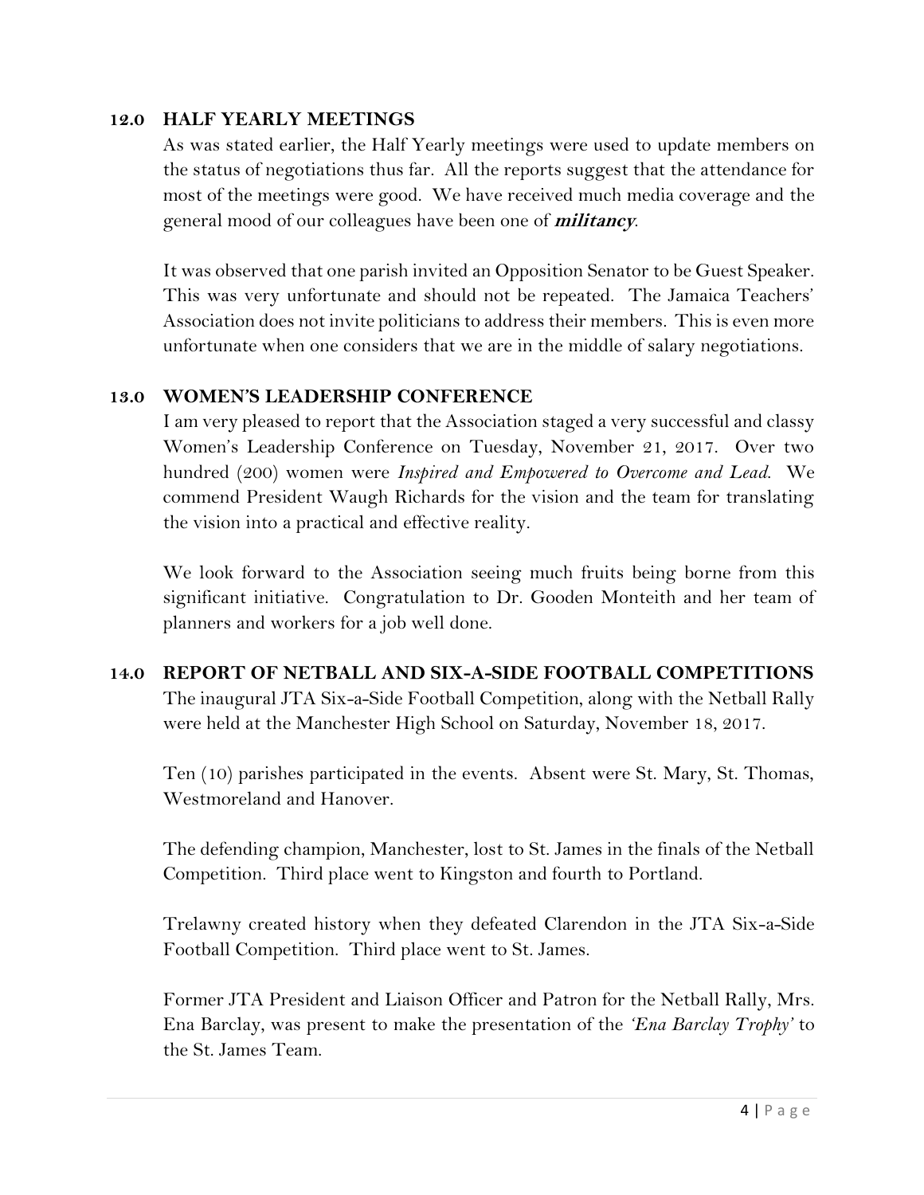## 12.0 HALF YEARLY MEETINGS

As was stated earlier, the Half Yearly meetings were used to update members on the status of negotiations thus far. All the reports suggest that the attendance for most of the meetings were good. We have received much media coverage and the general mood of our colleagues have been one of ***militancy***.

It was observed that one parish invited an Opposition Senator to be Guest Speaker. This was very unfortunate and should not be repeated. The Jamaica Teachers' Association does not invite politicians to address their members. This is even more unfortunate when one considers that we are in the middle of salary negotiations.

## 13.0 WOMEN'S LEADERSHIP CONFERENCE

I am very pleased to report that the Association staged a very successful and classy Women's Leadership Conference on Tuesday, November 21, 2017. Over two hundred (200) women were *Inspired and Empowered to Overcome and Lead.* We commend President Waugh Richards for the vision and the team for translating the vision into a practical and effective reality.

We look forward to the Association seeing much fruits being borne from this significant initiative. Congratulation to Dr. Gooden Monteith and her team of planners and workers for a job well done.

## 14.0 REPORT OF NETBALL AND SIX-A-SIDE FOOTBALL COMPETITIONS

The inaugural JTA Six-a-Side Football Competition, along with the Netball Rally were held at the Manchester High School on Saturday, November 18, 2017.

Ten (10) parishes participated in the events. Absent were St. Mary, St. Thomas, Westmoreland and Hanover.

The defending champion, Manchester, lost to St. James in the finals of the Netball Competition. Third place went to Kingston and fourth to Portland.

Trelawny created history when they defeated Clarendon in the JTA Six-a-Side Football Competition. Third place went to St. James.

Former JTA President and Liaison Officer and Patron for the Netball Rally, Mrs. Ena Barclay, was present to make the presentation of the *'Ena Barclay Trophy'* to the St. James Team.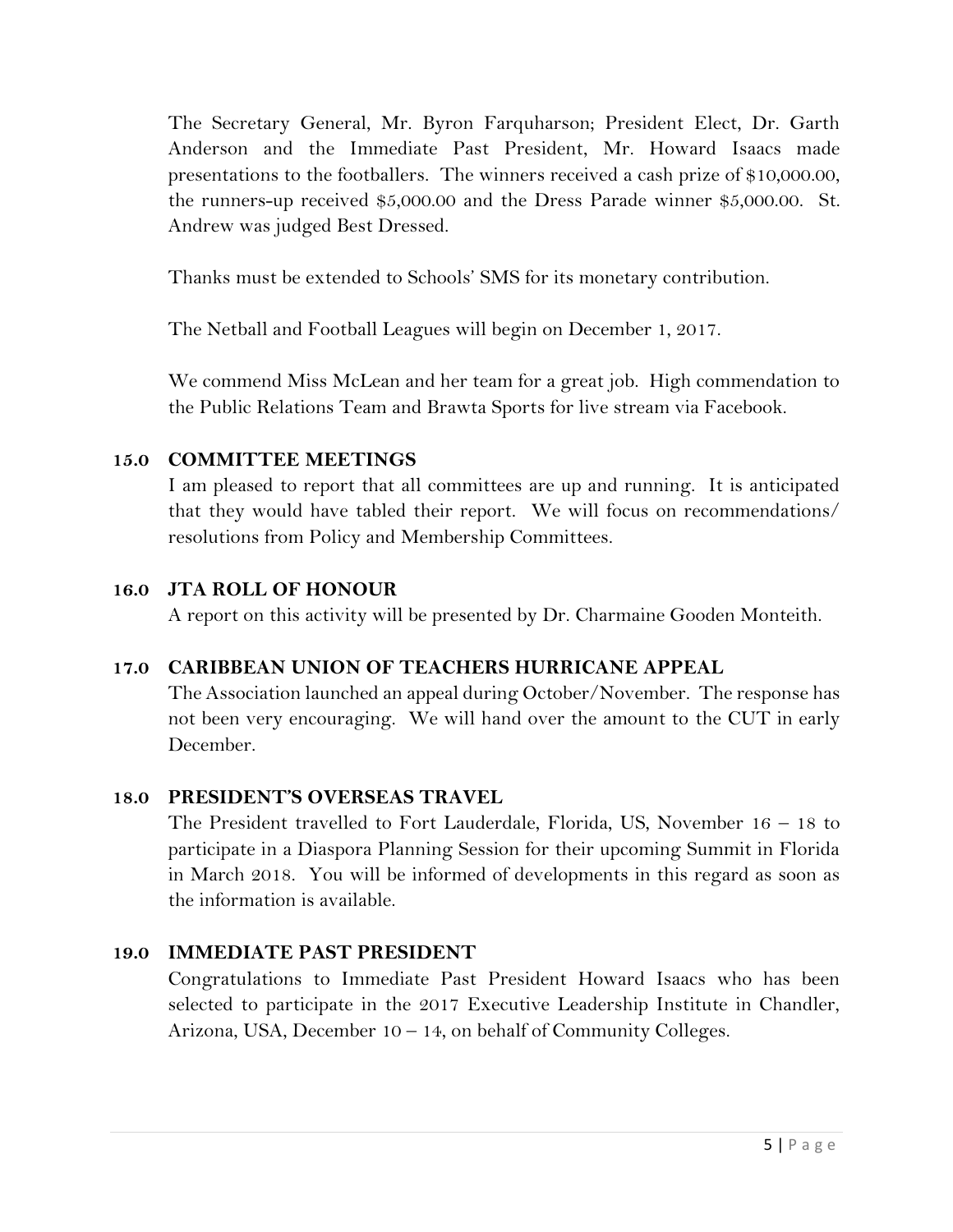The Secretary General, Mr. Byron Farquharson; President Elect, Dr. Garth Anderson and the Immediate Past President, Mr. Howard Isaacs made presentations to the footballers. The winners received a cash prize of $10,000.00, the runners-up received $5,000.00 and the Dress Parade winner $5,000.00. St. Andrew was judged Best Dressed.

Thanks must be extended to Schools' SMS for its monetary contribution.

The Netball and Football Leagues will begin on December 1, 2017.

We commend Miss McLean and her team for a great job. High commendation to the Public Relations Team and Brawta Sports for live stream via Facebook.

## 15.0 COMMITTEE MEETINGS

I am pleased to report that all committees are up and running. It is anticipated that they would have tabled their report. We will focus on recommendations/ resolutions from Policy and Membership Committees.

## 16.0 JTA ROLL OF HONOUR

A report on this activity will be presented by Dr. Charmaine Gooden Monteith.

## 17.0 CARIBBEAN UNION OF TEACHERS HURRICANE APPEAL

The Association launched an appeal during October/November. The response has not been very encouraging. We will hand over the amount to the CUT in early December.

## 18.0 PRESIDENT'S OVERSEAS TRAVEL

The President travelled to Fort Lauderdale, Florida, US, November 16 – 18 to participate in a Diaspora Planning Session for their upcoming Summit in Florida in March 2018. You will be informed of developments in this regard as soon as the information is available.

## 19.0 IMMEDIATE PAST PRESIDENT

Congratulations to Immediate Past President Howard Isaacs who has been selected to participate in the 2017 Executive Leadership Institute in Chandler, Arizona, USA, December 10 – 14, on behalf of Community Colleges.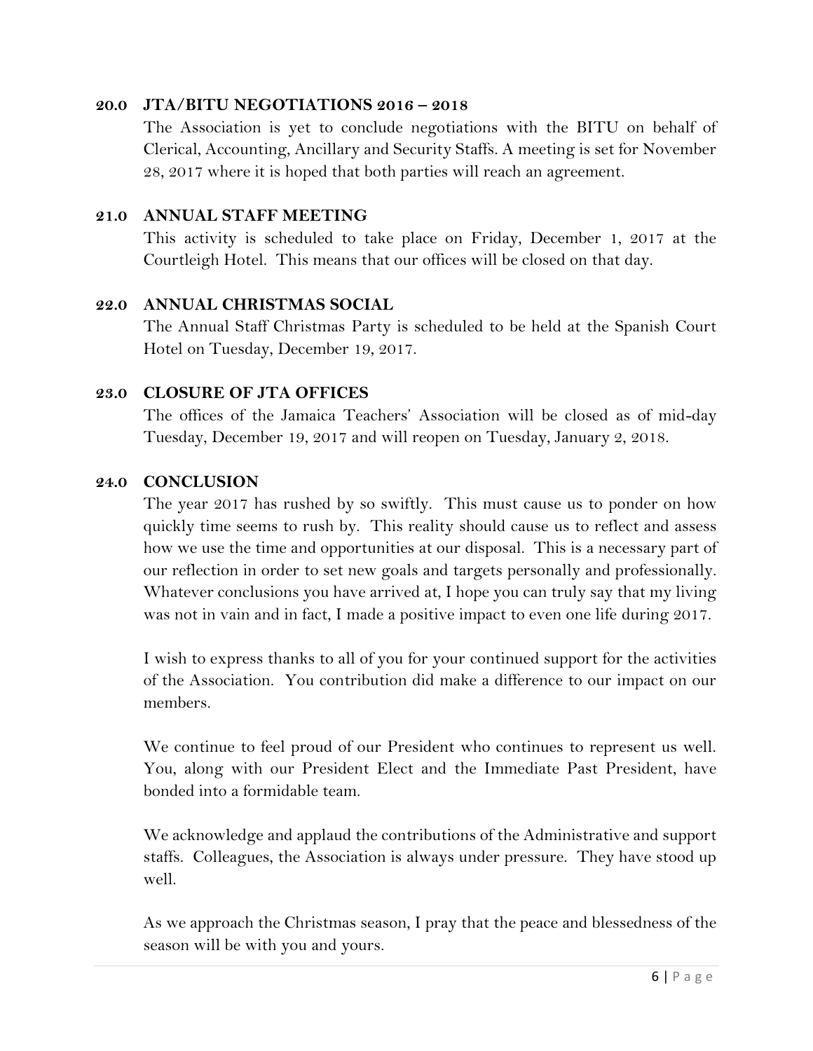## 20.0 JTA/BITU NEGOTIATIONS 2016 – 2018

The Association is yet to conclude negotiations with the BITU on behalf of Clerical, Accounting, Ancillary and Security Staffs. A meeting is set for November 28, 2017 where it is hoped that both parties will reach an agreement.

## 21.0 ANNUAL STAFF MEETING

This activity is scheduled to take place on Friday, December 1, 2017 at the Courtleigh Hotel. This means that our offices will be closed on that day.

## 22.0 ANNUAL CHRISTMAS SOCIAL

The Annual Staff Christmas Party is scheduled to be held at the Spanish Court Hotel on Tuesday, December 19, 2017.

## 23.0 CLOSURE OF JTA OFFICES

The offices of the Jamaica Teachers' Association will be closed as of mid-day Tuesday, December 19, 2017 and will reopen on Tuesday, January 2, 2018.

## 24.0 CONCLUSION

The year 2017 has rushed by so swiftly. This must cause us to ponder on how quickly time seems to rush by. This reality should cause us to reflect and assess how we use the time and opportunities at our disposal. This is a necessary part of our reflection in order to set new goals and targets personally and professionally. Whatever conclusions you have arrived at, I hope you can truly say that my living was not in vain and in fact, I made a positive impact to even one life during 2017.

I wish to express thanks to all of you for your continued support for the activities of the Association. You contribution did make a difference to our impact on our members.

We continue to feel proud of our President who continues to represent us well. You, along with our President Elect and the Immediate Past President, have bonded into a formidable team.

We acknowledge and applaud the contributions of the Administrative and support staffs. Colleagues, the Association is always under pressure. They have stood up well.

As we approach the Christmas season, I pray that the peace and blessedness of the season will be with you and yours.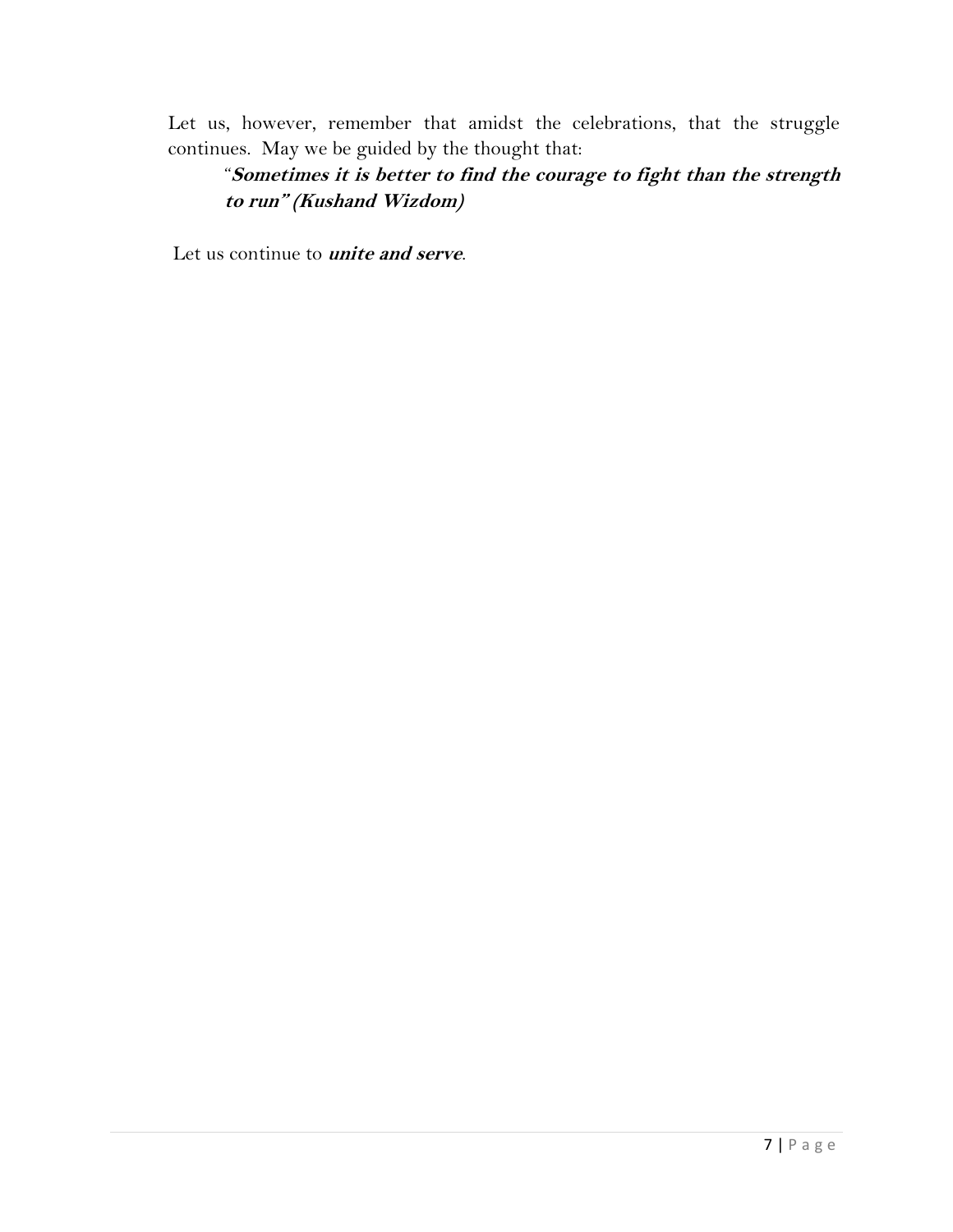Let us, however, remember that amidst the celebrations, that the struggle continues. May we be guided by the thought that:

> "***Sometimes it is better to find the courage to fight than the strength to run" (Kushand Wizdom)***

Let us continue to ***unite and serve***.